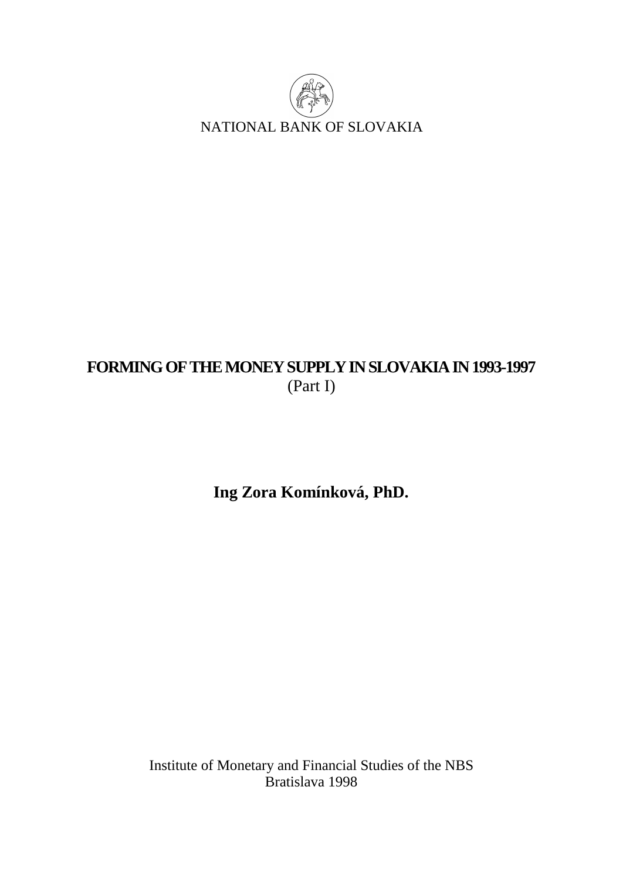NATIONAL BANK OF SLOVAKIA

# FORMING OF THE MONEY SUPPLY IN SLOVAKIA IN 1993-1997

(Part I)

**Ing Zora Komínková, PhD.**

Institute of Monetary and Financial Studies of the NBS
Bratislava 1998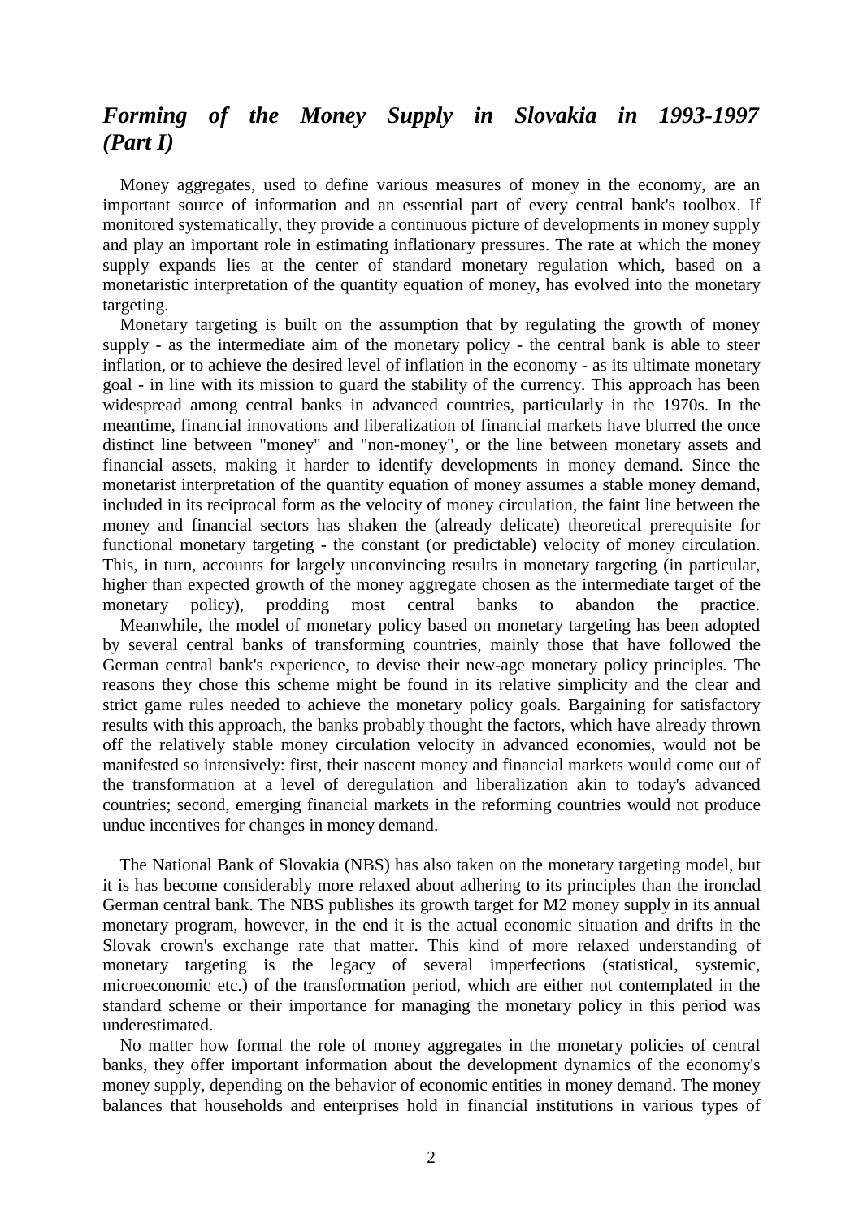# *Forming of the Money Supply in Slovakia in 1993-1997 (Part I)*

Money aggregates, used to define various measures of money in the economy, are an important source of information and an essential part of every central bank's toolbox. If monitored systematically, they provide a continuous picture of developments in money supply and play an important role in estimating inflationary pressures. The rate at which the money supply expands lies at the center of standard monetary regulation which, based on a monetaristic interpretation of the quantity equation of money, has evolved into the monetary targeting.

Monetary targeting is built on the assumption that by regulating the growth of money supply - as the intermediate aim of the monetary policy - the central bank is able to steer inflation, or to achieve the desired level of inflation in the economy - as its ultimate monetary goal - in line with its mission to guard the stability of the currency. This approach has been widespread among central banks in advanced countries, particularly in the 1970s. In the meantime, financial innovations and liberalization of financial markets have blurred the once distinct line between "money" and "non-money", or the line between monetary assets and financial assets, making it harder to identify developments in money demand. Since the monetarist interpretation of the quantity equation of money assumes a stable money demand, included in its reciprocal form as the velocity of money circulation, the faint line between the money and financial sectors has shaken the (already delicate) theoretical prerequisite for functional monetary targeting - the constant (or predictable) velocity of money circulation. This, in turn, accounts for largely unconvincing results in monetary targeting (in particular, higher than expected growth of the money aggregate chosen as the intermediate target of the monetary policy), prodding most central banks to abandon the practice.

Meanwhile, the model of monetary policy based on monetary targeting has been adopted by several central banks of transforming countries, mainly those that have followed the German central bank's experience, to devise their new-age monetary policy principles. The reasons they chose this scheme might be found in its relative simplicity and the clear and strict game rules needed to achieve the monetary policy goals. Bargaining for satisfactory results with this approach, the banks probably thought the factors, which have already thrown off the relatively stable money circulation velocity in advanced economies, would not be manifested so intensively: first, their nascent money and financial markets would come out of the transformation at a level of deregulation and liberalization akin to today's advanced countries; second, emerging financial markets in the reforming countries would not produce undue incentives for changes in money demand.

The National Bank of Slovakia (NBS) has also taken on the monetary targeting model, but it is has become considerably more relaxed about adhering to its principles than the ironclad German central bank. The NBS publishes its growth target for M2 money supply in its annual monetary program, however, in the end it is the actual economic situation and drifts in the Slovak crown's exchange rate that matter. This kind of more relaxed understanding of monetary targeting is the legacy of several imperfections (statistical, systemic, microeconomic etc.) of the transformation period, which are either not contemplated in the standard scheme or their importance for managing the monetary policy in this period was underestimated.

No matter how formal the role of money aggregates in the monetary policies of central banks, they offer important information about the development dynamics of the economy's money supply, depending on the behavior of economic entities in money demand. The money balances that households and enterprises hold in financial institutions in various types of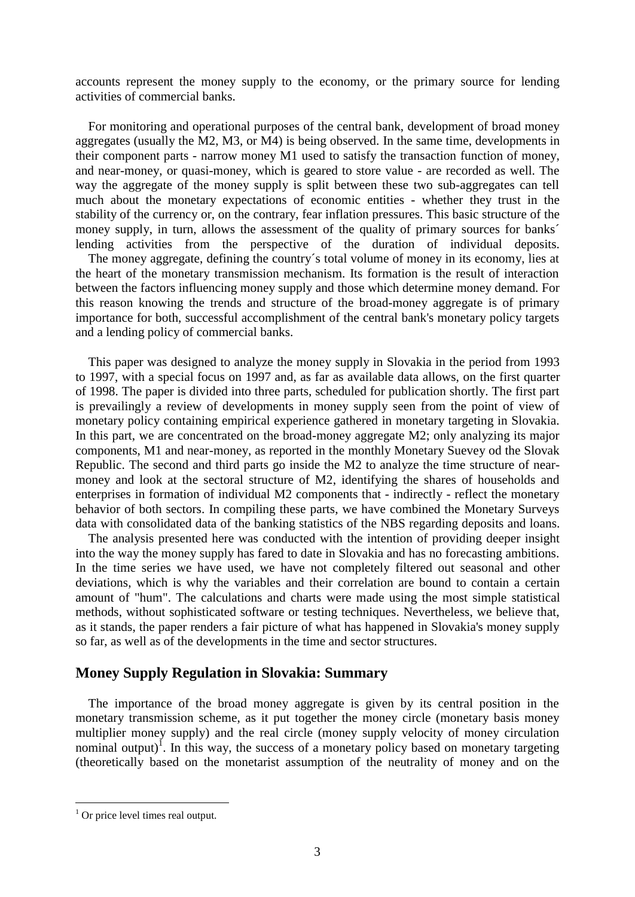accounts represent the money supply to the economy, or the primary source for lending activities of commercial banks.

For monitoring and operational purposes of the central bank, development of broad money aggregates (usually the M2, M3, or M4) is being observed. In the same time, developments in their component parts - narrow money M1 used to satisfy the transaction function of money, and near-money, or quasi-money, which is geared to store value - are recorded as well. The way the aggregate of the money supply is split between these two sub-aggregates can tell much about the monetary expectations of economic entities - whether they trust in the stability of the currency or, on the contrary, fear inflation pressures. This basic structure of the money supply, in turn, allows the assessment of the quality of primary sources for banks´ lending activities from the perspective of the duration of individual deposits.

The money aggregate, defining the country´s total volume of money in its economy, lies at the heart of the monetary transmission mechanism. Its formation is the result of interaction between the factors influencing money supply and those which determine money demand. For this reason knowing the trends and structure of the broad-money aggregate is of primary importance for both, successful accomplishment of the central bank's monetary policy targets and a lending policy of commercial banks.

This paper was designed to analyze the money supply in Slovakia in the period from 1993 to 1997, with a special focus on 1997 and, as far as available data allows, on the first quarter of 1998. The paper is divided into three parts, scheduled for publication shortly. The first part is prevailingly a review of developments in money supply seen from the point of view of monetary policy containing empirical experience gathered in monetary targeting in Slovakia. In this part, we are concentrated on the broad-money aggregate M2; only analyzing its major components, M1 and near-money, as reported in the monthly Monetary Suevey od the Slovak Republic. The second and third parts go inside the M2 to analyze the time structure of near-money and look at the sectoral structure of M2, identifying the shares of households and enterprises in formation of individual M2 components that - indirectly - reflect the monetary behavior of both sectors. In compiling these parts, we have combined the Monetary Surveys data with consolidated data of the banking statistics of the NBS regarding deposits and loans.

The analysis presented here was conducted with the intention of providing deeper insight into the way the money supply has fared to date in Slovakia and has no forecasting ambitions. In the time series we have used, we have not completely filtered out seasonal and other deviations, which is why the variables and their correlation are bound to contain a certain amount of "hum". The calculations and charts were made using the most simple statistical methods, without sophisticated software or testing techniques. Nevertheless, we believe that, as it stands, the paper renders a fair picture of what has happened in Slovakia's money supply so far, as well as of the developments in the time and sector structures.

## Money Supply Regulation in Slovakia: Summary

The importance of the broad money aggregate is given by its central position in the monetary transmission scheme, as it put together the money circle (monetary basis money multiplier money supply) and the real circle (money supply velocity of money circulation nominal output)[1]. In this way, the success of a monetary policy based on monetary targeting (theoretically based on the monetarist assumption of the neutrality of money and on the

[1] Or price level times real output.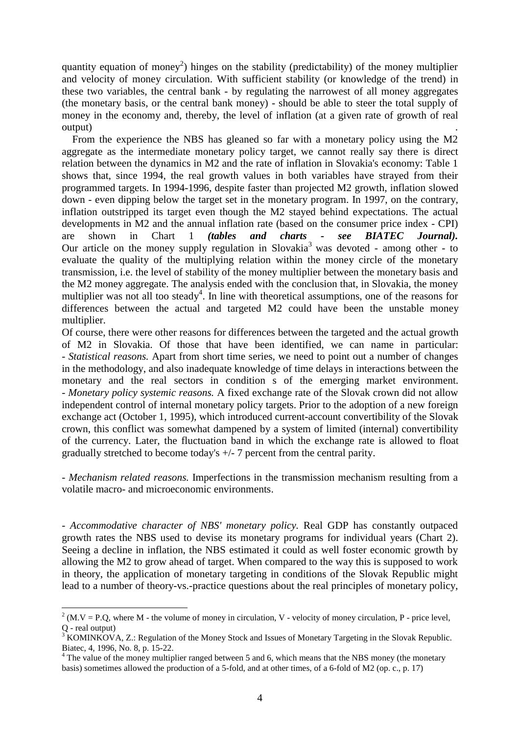quantity equation of money[2]) hinges on the stability (predictability) of the money multiplier and velocity of money circulation. With sufficient stability (or knowledge of the trend) in these two variables, the central bank - by regulating the narrowest of all money aggregates (the monetary basis, or the central bank money) - should be able to steer the total supply of money in the economy and, thereby, the level of inflation (at a given rate of growth of real output) .

From the experience the NBS has gleaned so far with a monetary policy using the M2 aggregate as the intermediate monetary policy target, we cannot really say there is direct relation between the dynamics in M2 and the rate of inflation in Slovakia's economy: Table 1 shows that, since 1994, the real growth values in both variables have strayed from their programmed targets. In 1994-1996, despite faster than projected M2 growth, inflation slowed down - even dipping below the target set in the monetary program. In 1997, on the contrary, inflation outstripped its target even though the M2 stayed behind expectations. The actual developments in M2 and the annual inflation rate (based on the consumer price index - CPI) are shown in Chart 1 ***(tables and charts - see BIATEC Journal).*** Our article on the money supply regulation in Slovakia[3] was devoted - among other - to evaluate the quality of the multiplying relation within the money circle of the monetary transmission, i.e. the level of stability of the money multiplier between the monetary basis and the M2 money aggregate. The analysis ended with the conclusion that, in Slovakia, the money multiplier was not all too steady[4]. In line with theoretical assumptions, one of the reasons for differences between the actual and targeted M2 could have been the unstable money multiplier.

Of course, there were other reasons for differences between the targeted and the actual growth of M2 in Slovakia. Of those that have been identified, we can name in particular:

- *Statistical reasons.* Apart from short time series, we need to point out a number of changes in the methodology, and also inadequate knowledge of time delays in interactions between the monetary and the real sectors in condition s of the emerging market environment.
- *Monetary policy systemic reasons.* A fixed exchange rate of the Slovak crown did not allow independent control of internal monetary policy targets. Prior to the adoption of a new foreign exchange act (October 1, 1995), which introduced current-account convertibility of the Slovak crown, this conflict was somewhat dampened by a system of limited (internal) convertibility of the currency. Later, the fluctuation band in which the exchange rate is allowed to float gradually stretched to become today's +/- 7 percent from the central parity.

- *Mechanism related reasons.* Imperfections in the transmission mechanism resulting from a volatile macro- and microeconomic environments.

- *Accommodative character of NBS' monetary policy.* Real GDP has constantly outpaced growth rates the NBS used to devise its monetary programs for individual years (Chart 2). Seeing a decline in inflation, the NBS estimated it could as well foster economic growth by allowing the M2 to grow ahead of target. When compared to the way this is supposed to work in theory, the application of monetary targeting in conditions of the Slovak Republic might lead to a number of theory-vs.-practice questions about the real principles of monetary policy,

---

[2] ($M.V = P.Q$, where M - the volume of money in circulation, V - velocity of money circulation, P - price level, Q - real output)

[3] KOMINKOVA, Z.: Regulation of the Money Stock and Issues of Monetary Targeting in the Slovak Republic. Biatec, 4, 1996, No. 8, p. 15-22.

[4] The value of the money multiplier ranged between 5 and 6, which means that the NBS money (the monetary basis) sometimes allowed the production of a 5-fold, and at other times, of a 6-fold of M2 (op. c., p. 17)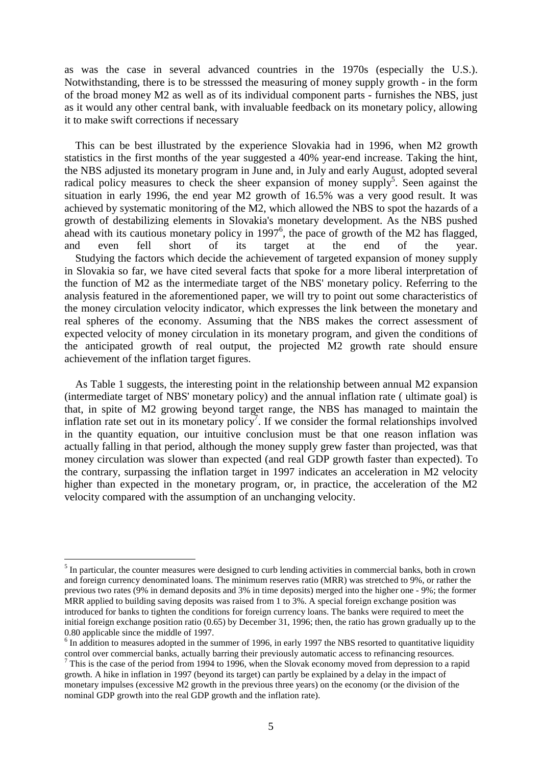as was the case in several advanced countries in the 1970s (especially the U.S.). Notwithstanding, there is to be stresssed the measuring of money supply growth - in the form of the broad money M2 as well as of its individual component parts - furnishes the NBS, just as it would any other central bank, with invaluable feedback on its monetary policy, allowing it to make swift corrections if necessary

This can be best illustrated by the experience Slovakia had in 1996, when M2 growth statistics in the first months of the year suggested a 40% year-end increase. Taking the hint, the NBS adjusted its monetary program in June and, in July and early August, adopted several radical policy measures to check the sheer expansion of money supply[5]. Seen against the situation in early 1996, the end year M2 growth of 16.5% was a very good result. It was achieved by systematic monitoring of the M2, which allowed the NBS to spot the hazards of a growth of destabilizing elements in Slovakia's monetary development. As the NBS pushed ahead with its cautious monetary policy in 1997[6], the pace of growth of the M2 has flagged, and even fell short of its target at the end of the year.

Studying the factors which decide the achievement of targeted expansion of money supply in Slovakia so far, we have cited several facts that spoke for a more liberal interpretation of the function of M2 as the intermediate target of the NBS' monetary policy. Referring to the analysis featured in the aforementioned paper, we will try to point out some characteristics of the money circulation velocity indicator, which expresses the link between the monetary and real spheres of the economy. Assuming that the NBS makes the correct assessment of expected velocity of money circulation in its monetary program, and given the conditions of the anticipated growth of real output, the projected M2 growth rate should ensure achievement of the inflation target figures.

As Table 1 suggests, the interesting point in the relationship between annual M2 expansion (intermediate target of NBS' monetary policy) and the annual inflation rate ( ultimate goal) is that, in spite of M2 growing beyond target range, the NBS has managed to maintain the inflation rate set out in its monetary policy[7]. If we consider the formal relationships involved in the quantity equation, our intuitive conclusion must be that one reason inflation was actually falling in that period, although the money supply grew faster than projected, was that money circulation was slower than expected (and real GDP growth faster than expected). To the contrary, surpassing the inflation target in 1997 indicates an acceleration in M2 velocity higher than expected in the monetary program, or, in practice, the acceleration of the M2 velocity compared with the assumption of an unchanging velocity.

---

[5] In particular, the counter measures were designed to curb lending activities in commercial banks, both in crown and foreign currency denominated loans. The minimum reserves ratio (MRR) was stretched to 9%, or rather the previous two rates (9% in demand deposits and 3% in time deposits) merged into the higher one - 9%; the former MRR applied to building saving deposits was raised from 1 to 3%. A special foreign exchange position was introduced for banks to tighten the conditions for foreign currency loans. The banks were required to meet the initial foreign exchange position ratio (0.65) by December 31, 1996; then, the ratio has grown gradually up to the 0.80 applicable since the middle of 1997.

[6] In addition to measures adopted in the summer of 1996, in early 1997 the NBS resorted to quantitative liquidity control over commercial banks, actually barring their previously automatic access to refinancing resources.

[7] This is the case of the period from 1994 to 1996, when the Slovak economy moved from depression to a rapid growth. A hike in inflation in 1997 (beyond its target) can partly be explained by a delay in the impact of monetary impulses (excessive M2 growth in the previous three years) on the economy (or the division of the nominal GDP growth into the real GDP growth and the inflation rate).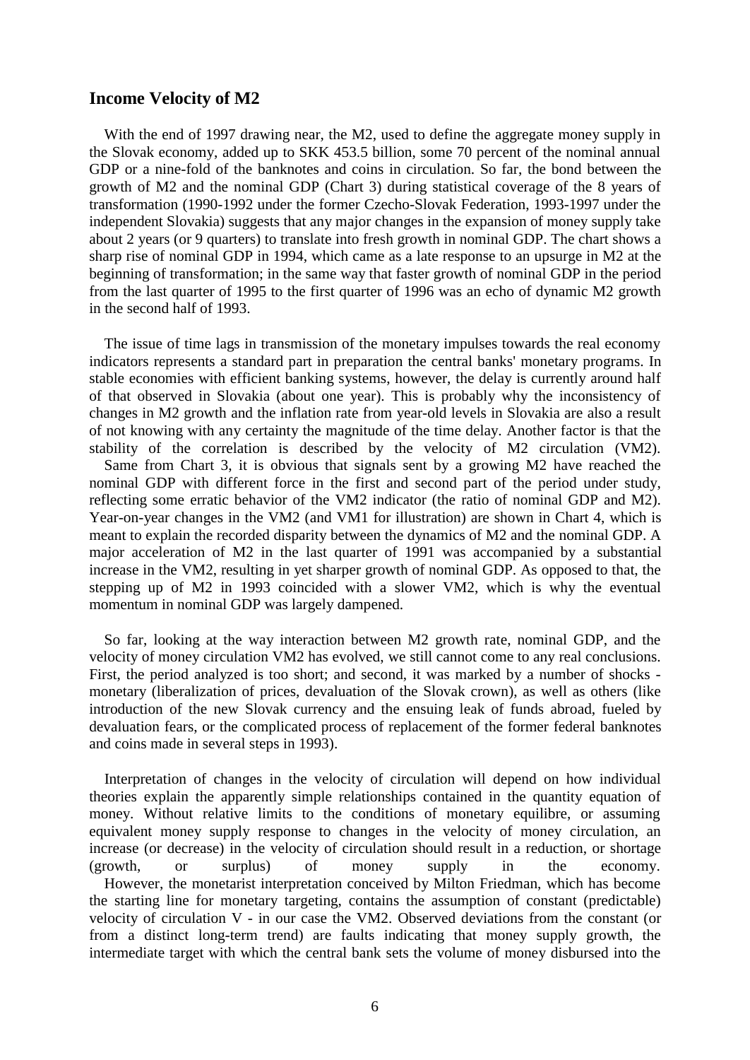## Income Velocity of M2

With the end of 1997 drawing near, the M2, used to define the aggregate money supply in the Slovak economy, added up to SKK 453.5 billion, some 70 percent of the nominal annual GDP or a nine-fold of the banknotes and coins in circulation. So far, the bond between the growth of M2 and the nominal GDP (Chart 3) during statistical coverage of the 8 years of transformation (1990-1992 under the former Czecho-Slovak Federation, 1993-1997 under the independent Slovakia) suggests that any major changes in the expansion of money supply take about 2 years (or 9 quarters) to translate into fresh growth in nominal GDP. The chart shows a sharp rise of nominal GDP in 1994, which came as a late response to an upsurge in M2 at the beginning of transformation; in the same way that faster growth of nominal GDP in the period from the last quarter of 1995 to the first quarter of 1996 was an echo of dynamic M2 growth in the second half of 1993.

The issue of time lags in transmission of the monetary impulses towards the real economy indicators represents a standard part in preparation the central banks' monetary programs. In stable economies with efficient banking systems, however, the delay is currently around half of that observed in Slovakia (about one year). This is probably why the inconsistency of changes in M2 growth and the inflation rate from year-old levels in Slovakia are also a result of not knowing with any certainty the magnitude of the time delay. Another factor is that the stability of the correlation is described by the velocity of M2 circulation (VM2).

Same from Chart 3, it is obvious that signals sent by a growing M2 have reached the nominal GDP with different force in the first and second part of the period under study, reflecting some erratic behavior of the VM2 indicator (the ratio of nominal GDP and M2). Year-on-year changes in the VM2 (and VM1 for illustration) are shown in Chart 4, which is meant to explain the recorded disparity between the dynamics of M2 and the nominal GDP. A major acceleration of M2 in the last quarter of 1991 was accompanied by a substantial increase in the VM2, resulting in yet sharper growth of nominal GDP. As opposed to that, the stepping up of M2 in 1993 coincided with a slower VM2, which is why the eventual momentum in nominal GDP was largely dampened.

So far, looking at the way interaction between M2 growth rate, nominal GDP, and the velocity of money circulation VM2 has evolved, we still cannot come to any real conclusions. First, the period analyzed is too short; and second, it was marked by a number of shocks - monetary (liberalization of prices, devaluation of the Slovak crown), as well as others (like introduction of the new Slovak currency and the ensuing leak of funds abroad, fueled by devaluation fears, or the complicated process of replacement of the former federal banknotes and coins made in several steps in 1993).

Interpretation of changes in the velocity of circulation will depend on how individual theories explain the apparently simple relationships contained in the quantity equation of money. Without relative limits to the conditions of monetary equilibre, or assuming equivalent money supply response to changes in the velocity of money circulation, an increase (or decrease) in the velocity of circulation should result in a reduction, or shortage (growth, or surplus) of money supply in the economy.

However, the monetarist interpretation conceived by Milton Friedman, which has become the starting line for monetary targeting, contains the assumption of constant (predictable) velocity of circulation V - in our case the VM2. Observed deviations from the constant (or from a distinct long-term trend) are faults indicating that money supply growth, the intermediate target with which the central bank sets the volume of money disbursed into the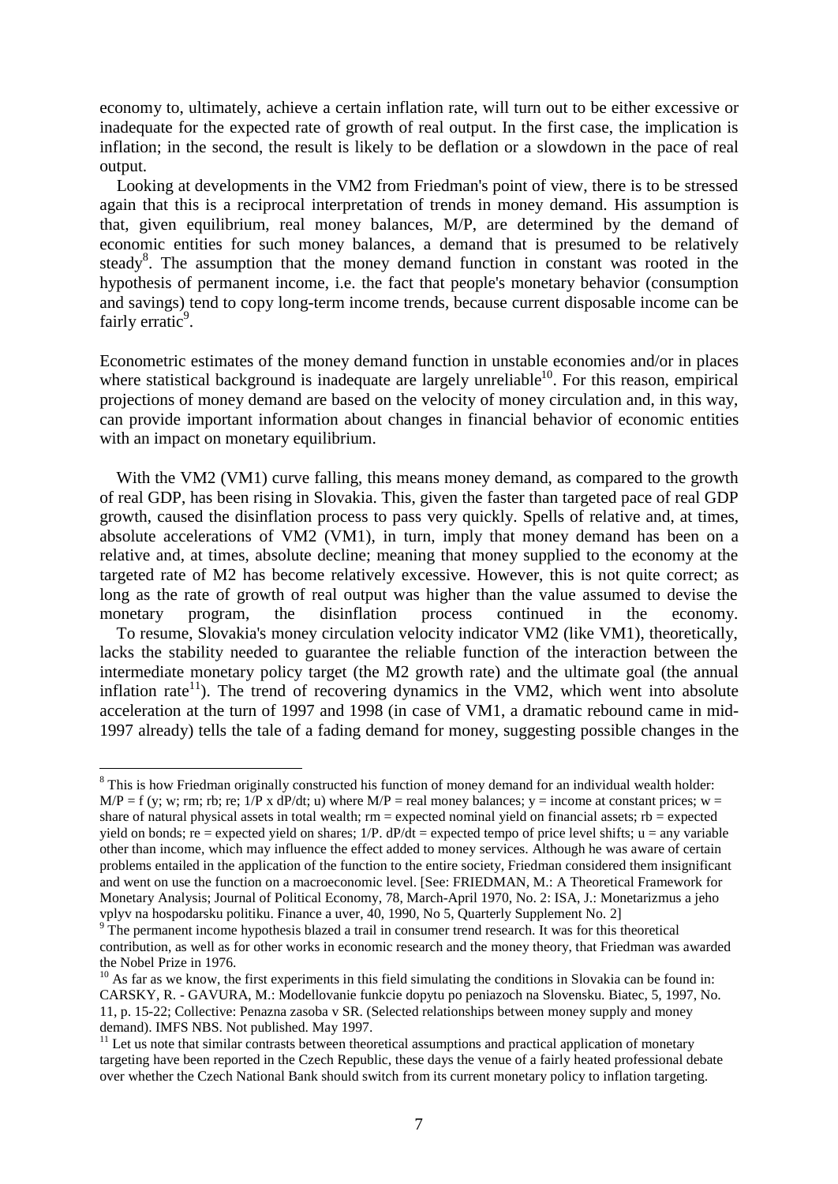economy to, ultimately, achieve a certain inflation rate, will turn out to be either excessive or inadequate for the expected rate of growth of real output. In the first case, the implication is inflation; in the second, the result is likely to be deflation or a slowdown in the pace of real output.

Looking at developments in the VM2 from Friedman's point of view, there is to be stressed again that this is a reciprocal interpretation of trends in money demand. His assumption is that, given equilibrium, real money balances, M/P, are determined by the demand of economic entities for such money balances, a demand that is presumed to be relatively steady[8]. The assumption that the money demand function in constant was rooted in the hypothesis of permanent income, i.e. the fact that people's monetary behavior (consumption and savings) tend to copy long-term income trends, because current disposable income can be fairly erratic[9].

Econometric estimates of the money demand function in unstable economies and/or in places where statistical background is inadequate are largely unreliable[10]. For this reason, empirical projections of money demand are based on the velocity of money circulation and, in this way, can provide important information about changes in financial behavior of economic entities with an impact on monetary equilibrium.

With the VM2 (VM1) curve falling, this means money demand, as compared to the growth of real GDP, has been rising in Slovakia. This, given the faster than targeted pace of real GDP growth, caused the disinflation process to pass very quickly. Spells of relative and, at times, absolute accelerations of VM2 (VM1), in turn, imply that money demand has been on a relative and, at times, absolute decline; meaning that money supplied to the economy at the targeted rate of M2 has become relatively excessive. However, this is not quite correct; as long as the rate of growth of real output was higher than the value assumed to devise the monetary program, the disinflation process continued in the economy.

To resume, Slovakia's money circulation velocity indicator VM2 (like VM1), theoretically, lacks the stability needed to guarantee the reliable function of the interaction between the intermediate monetary policy target (the M2 growth rate) and the ultimate goal (the annual inflation rate[11]). The trend of recovering dynamics in the VM2, which went into absolute acceleration at the turn of 1997 and 1998 (in case of VM1, a dramatic rebound came in mid-1997 already) tells the tale of a fading demand for money, suggesting possible changes in the

---

[8] This is how Friedman originally constructed his function of money demand for an individual wealth holder: $M/P = f(y; w; rm; rb; re; 1/P \times dP/dt; u)$ where M/P = real money balances; y = income at constant prices; w = share of natural physical assets in total wealth; rm = expected nominal yield on financial assets; rb = expected yield on bonds; re = expected yield on shares; $1/P.\ dP/dt$ = expected tempo of price level shifts; u = any variable other than income, which may influence the effect added to money services. Although he was aware of certain problems entailed in the application of the function to the entire society, Friedman considered them insignificant and went on use the function on a macroeconomic level. [See: FRIEDMAN, M.: A Theoretical Framework for Monetary Analysis; Journal of Political Economy, 78, March-April 1970, No. 2: ISA, J.: Monetarizmus a jeho vplyv na hospodarsku politiku. Finance a uver, 40, 1990, No 5, Quarterly Supplement No. 2]

[9] The permanent income hypothesis blazed a trail in consumer trend research. It was for this theoretical contribution, as well as for other works in economic research and the money theory, that Friedman was awarded the Nobel Prize in 1976.

[10] As far as we know, the first experiments in this field simulating the conditions in Slovakia can be found in: CARSKY, R. - GAVURA, M.: Modellovanie funkcie dopytu po peniazoch na Slovensku. Biatec, 5, 1997, No. 11, p. 15-22; Collective: Penazna zasoba v SR. (Selected relationships between money supply and money demand). IMFS NBS. Not published. May 1997.

[11] Let us note that similar contrasts between theoretical assumptions and practical application of monetary targeting have been reported in the Czech Republic, these days the venue of a fairly heated professional debate over whether the Czech National Bank should switch from its current monetary policy to inflation targeting.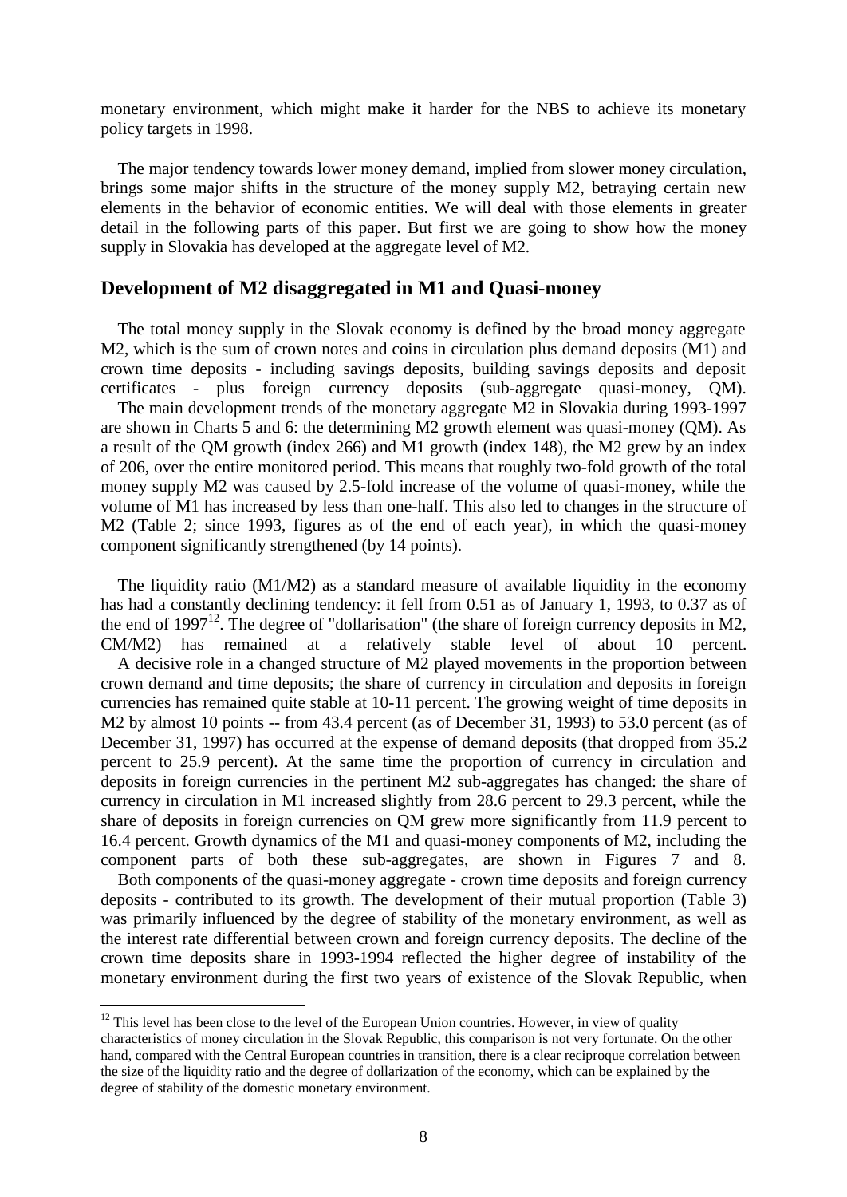monetary environment, which might make it harder for the NBS to achieve its monetary policy targets in 1998.

The major tendency towards lower money demand, implied from slower money circulation, brings some major shifts in the structure of the money supply M2, betraying certain new elements in the behavior of economic entities. We will deal with those elements in greater detail in the following parts of this paper. But first we are going to show how the money supply in Slovakia has developed at the aggregate level of M2.

## Development of M2 disaggregated in M1 and Quasi-money

The total money supply in the Slovak economy is defined by the broad money aggregate M2, which is the sum of crown notes and coins in circulation plus demand deposits (M1) and crown time deposits - including savings deposits, building savings deposits and deposit certificates - plus foreign currency deposits (sub-aggregate quasi-money, QM).

The main development trends of the monetary aggregate M2 in Slovakia during 1993-1997 are shown in Charts 5 and 6: the determining M2 growth element was quasi-money (QM). As a result of the QM growth (index 266) and M1 growth (index 148), the M2 grew by an index of 206, over the entire monitored period. This means that roughly two-fold growth of the total money supply M2 was caused by 2.5-fold increase of the volume of quasi-money, while the volume of M1 has increased by less than one-half. This also led to changes in the structure of M2 (Table 2; since 1993, figures as of the end of each year), in which the quasi-money component significantly strengthened (by 14 points).

The liquidity ratio (M1/M2) as a standard measure of available liquidity in the economy has had a constantly declining tendency: it fell from 0.51 as of January 1, 1993, to 0.37 as of the end of 1997[12]. The degree of "dollarisation" (the share of foreign currency deposits in M2, CM/M2) has remained at a relatively stable level of about 10 percent.

A decisive role in a changed structure of M2 played movements in the proportion between crown demand and time deposits; the share of currency in circulation and deposits in foreign currencies has remained quite stable at 10-11 percent. The growing weight of time deposits in M2 by almost 10 points -- from 43.4 percent (as of December 31, 1993) to 53.0 percent (as of December 31, 1997) has occurred at the expense of demand deposits (that dropped from 35.2 percent to 25.9 percent). At the same time the proportion of currency in circulation and deposits in foreign currencies in the pertinent M2 sub-aggregates has changed: the share of currency in circulation in M1 increased slightly from 28.6 percent to 29.3 percent, while the share of deposits in foreign currencies on QM grew more significantly from 11.9 percent to 16.4 percent. Growth dynamics of the M1 and quasi-money components of M2, including the component parts of both these sub-aggregates, are shown in Figures 7 and 8.

Both components of the quasi-money aggregate - crown time deposits and foreign currency deposits - contributed to its growth. The development of their mutual proportion (Table 3) was primarily influenced by the degree of stability of the monetary environment, as well as the interest rate differential between crown and foreign currency deposits. The decline of the crown time deposits share in 1993-1994 reflected the higher degree of instability of the monetary environment during the first two years of existence of the Slovak Republic, when

---

[12] This level has been close to the level of the European Union countries. However, in view of quality characteristics of money circulation in the Slovak Republic, this comparison is not very fortunate. On the other hand, compared with the Central European countries in transition, there is a clear reciproque correlation between the size of the liquidity ratio and the degree of dollarization of the economy, which can be explained by the degree of stability of the domestic monetary environment.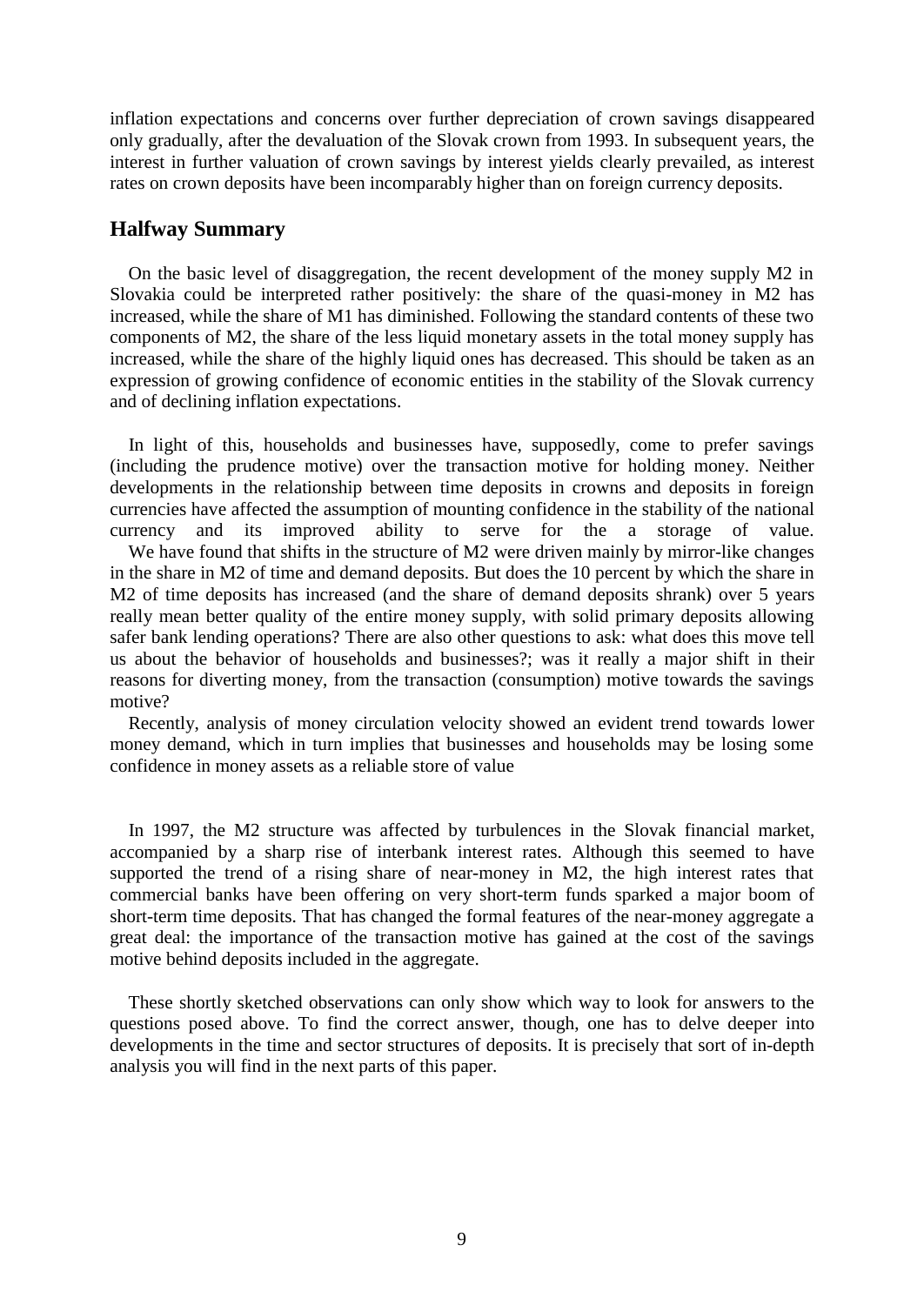inflation expectations and concerns over further depreciation of crown savings disappeared only gradually, after the devaluation of the Slovak crown from 1993. In subsequent years, the interest in further valuation of crown savings by interest yields clearly prevailed, as interest rates on crown deposits have been incomparably higher than on foreign currency deposits.

## Halfway Summary

On the basic level of disaggregation, the recent development of the money supply M2 in Slovakia could be interpreted rather positively: the share of the quasi-money in M2 has increased, while the share of M1 has diminished. Following the standard contents of these two components of M2, the share of the less liquid monetary assets in the total money supply has increased, while the share of the highly liquid ones has decreased. This should be taken as an expression of growing confidence of economic entities in the stability of the Slovak currency and of declining inflation expectations.

In light of this, households and businesses have, supposedly, come to prefer savings (including the prudence motive) over the transaction motive for holding money. Neither developments in the relationship between time deposits in crowns and deposits in foreign currencies have affected the assumption of mounting confidence in the stability of the national currency and its improved ability to serve for the a storage of value.

We have found that shifts in the structure of M2 were driven mainly by mirror-like changes in the share in M2 of time and demand deposits. But does the 10 percent by which the share in M2 of time deposits has increased (and the share of demand deposits shrank) over 5 years really mean better quality of the entire money supply, with solid primary deposits allowing safer bank lending operations? There are also other questions to ask: what does this move tell us about the behavior of households and businesses?; was it really a major shift in their reasons for diverting money, from the transaction (consumption) motive towards the savings motive?

Recently, analysis of money circulation velocity showed an evident trend towards lower money demand, which in turn implies that businesses and households may be losing some confidence in money assets as a reliable store of value

In 1997, the M2 structure was affected by turbulences in the Slovak financial market, accompanied by a sharp rise of interbank interest rates. Although this seemed to have supported the trend of a rising share of near-money in M2, the high interest rates that commercial banks have been offering on very short-term funds sparked a major boom of short-term time deposits. That has changed the formal features of the near-money aggregate a great deal: the importance of the transaction motive has gained at the cost of the savings motive behind deposits included in the aggregate.

These shortly sketched observations can only show which way to look for answers to the questions posed above. To find the correct answer, though, one has to delve deeper into developments in the time and sector structures of deposits. It is precisely that sort of in-depth analysis you will find in the next parts of this paper.